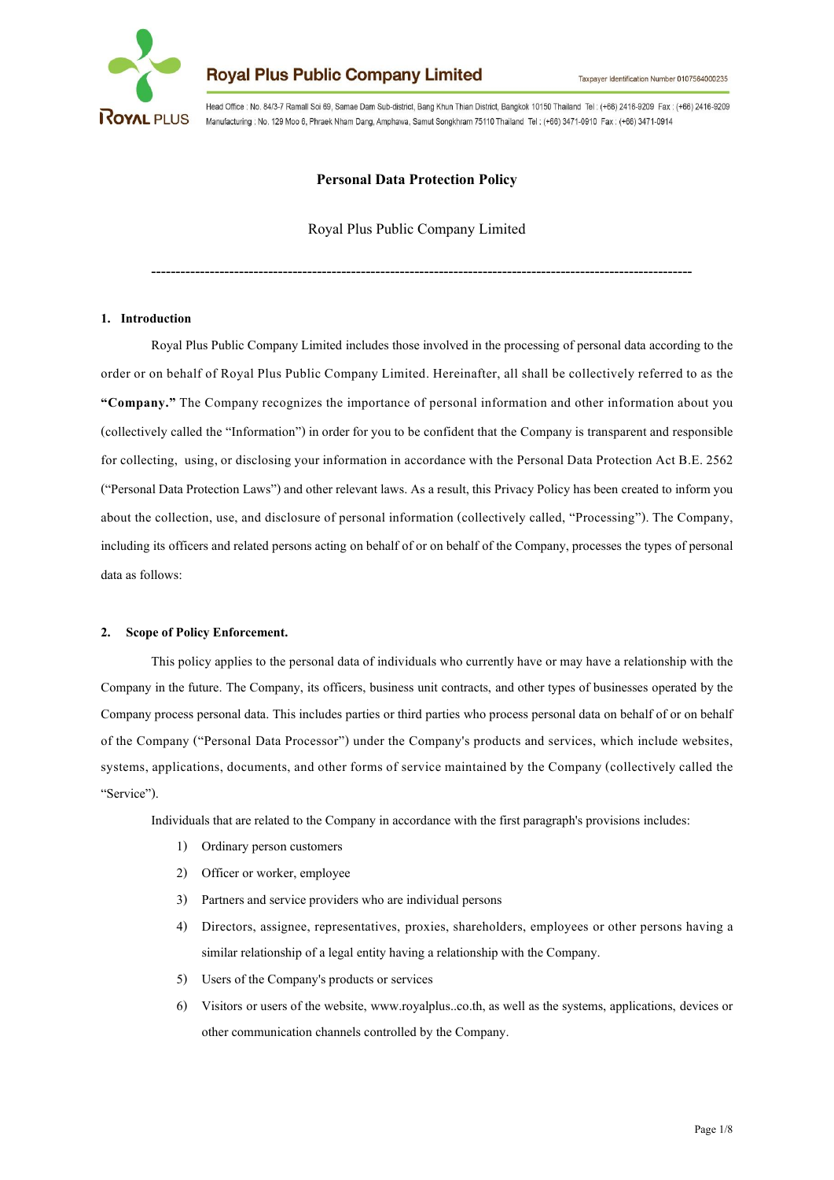# Personal Data Protection Policy

Royal Plus Public Company Limited

---

## 1. Introduction

Royal Plus Public Company Limited includes those involved in the processing of personal data according to the order or on behalf of Royal Plus Public Company Limited. Hereinafter, all shall be collectively referred to as the **"Company."** The Company recognizes the importance of personal information and other information about you (collectively called the "Information") in order for you to be confident that the Company is transparent and responsible for collecting, using, or disclosing your information in accordance with the Personal Data Protection Act B.E. 2562 ("Personal Data Protection Laws") and other relevant laws. As a result, this Privacy Policy has been created to inform you about the collection, use, and disclosure of personal information (collectively called, "Processing"). The Company, including its officers and related persons acting on behalf of or on behalf of the Company, processes the types of personal data as follows:

## 2. Scope of Policy Enforcement.

This policy applies to the personal data of individuals who currently have or may have a relationship with the Company in the future. The Company, its officers, business unit contracts, and other types of businesses operated by the Company process personal data. This includes parties or third parties who process personal data on behalf of or on behalf of the Company ("Personal Data Processor") under the Company's products and services, which include websites, systems, applications, documents, and other forms of service maintained by the Company (collectively called the "Service").

Individuals that are related to the Company in accordance with the first paragraph's provisions includes:

1) Ordinary person customers
2) Officer or worker, employee
3) Partners and service providers who are individual persons
4) Directors, assignee, representatives, proxies, shareholders, employees or other persons having a similar relationship of a legal entity having a relationship with the Company.
5) Users of the Company's products or services
6) Visitors or users of the website, www.royalplus..co.th, as well as the systems, applications, devices or other communication channels controlled by the Company.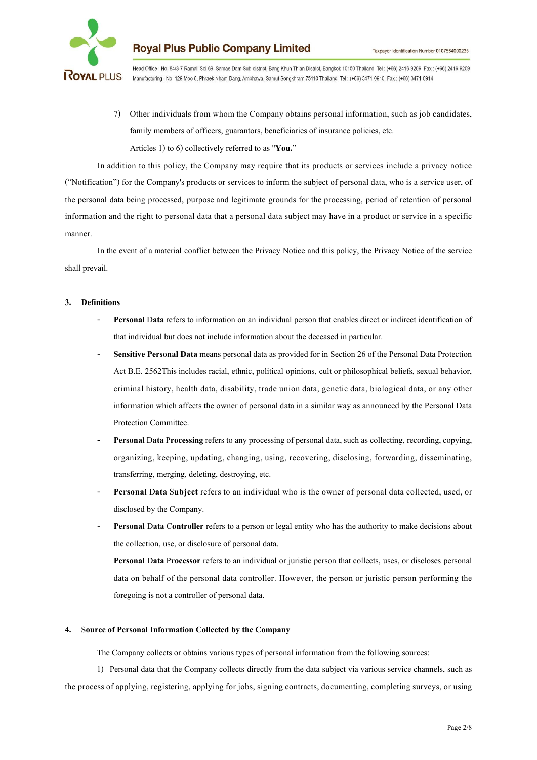7) Other individuals from whom the Company obtains personal information, such as job candidates, family members of officers, guarantors, beneficiaries of insurance policies, etc.

Articles 1) to 6) collectively referred to as "**You.**"

In addition to this policy, the Company may require that its products or services include a privacy notice ("Notification") for the Company's products or services to inform the subject of personal data, who is a service user, of the personal data being processed, purpose and legitimate grounds for the processing, period of retention of personal information and the right to personal data that a personal data subject may have in a product or service in a specific manner.

In the event of a material conflict between the Privacy Notice and this policy, the Privacy Notice of the service shall prevail.

## 3. Definitions

- **Personal Data** refers to information on an individual person that enables direct or indirect identification of that individual but does not include information about the deceased in particular.
- **Sensitive Personal Data** means personal data as provided for in Section 26 of the Personal Data Protection Act B.E. 2562This includes racial, ethnic, political opinions, cult or philosophical beliefs, sexual behavior, criminal history, health data, disability, trade union data, genetic data, biological data, or any other information which affects the owner of personal data in a similar way as announced by the Personal Data Protection Committee.
- **Personal Data Processing** refers to any processing of personal data, such as collecting, recording, copying, organizing, keeping, updating, changing, using, recovering, disclosing, forwarding, disseminating, transferring, merging, deleting, destroying, etc.
- **Personal Data Subject** refers to an individual who is the owner of personal data collected, used, or disclosed by the Company.
- **Personal Data Controller** refers to a person or legal entity who has the authority to make decisions about the collection, use, or disclosure of personal data.
- **Personal Data Processor** refers to an individual or juristic person that collects, uses, or discloses personal data on behalf of the personal data controller. However, the person or juristic person performing the foregoing is not a controller of personal data.

## 4. Source of Personal Information Collected by the Company

The Company collects or obtains various types of personal information from the following sources:

1) Personal data that the Company collects directly from the data subject via various service channels, such as the process of applying, registering, applying for jobs, signing contracts, documenting, completing surveys, or using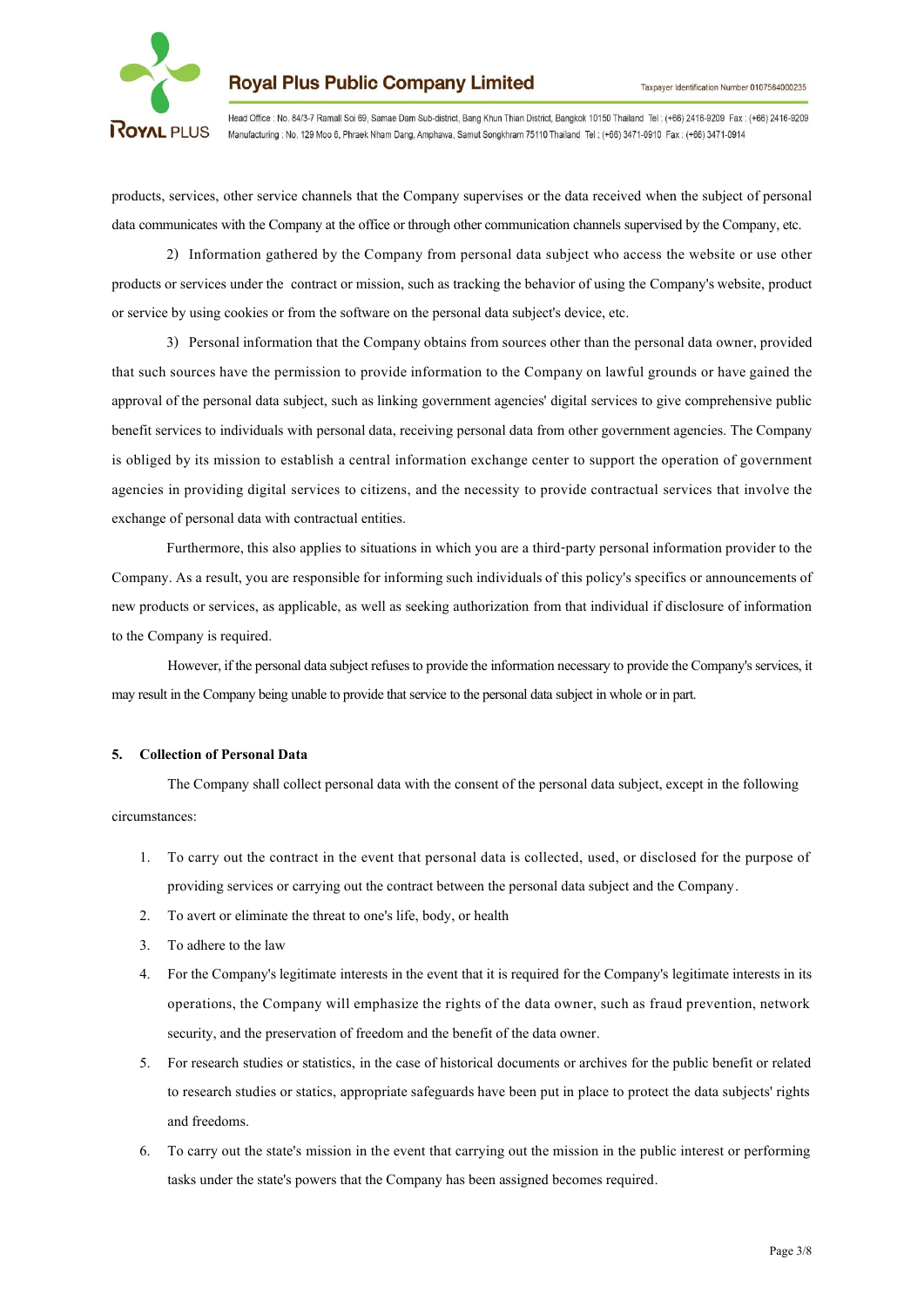products, services, other service channels that the Company supervises or the data received when the subject of personal data communicates with the Company at the office or through other communication channels supervised by the Company, etc.

2) Information gathered by the Company from personal data subject who access the website or use other products or services under the contract or mission, such as tracking the behavior of using the Company's website, product or service by using cookies or from the software on the personal data subject's device, etc.

3) Personal information that the Company obtains from sources other than the personal data owner, provided that such sources have the permission to provide information to the Company on lawful grounds or have gained the approval of the personal data subject, such as linking government agencies' digital services to give comprehensive public benefit services to individuals with personal data, receiving personal data from other government agencies. The Company is obliged by its mission to establish a central information exchange center to support the operation of government agencies in providing digital services to citizens, and the necessity to provide contractual services that involve the exchange of personal data with contractual entities.

Furthermore, this also applies to situations in which you are a third-party personal information provider to the Company. As a result, you are responsible for informing such individuals of this policy's specifics or announcements of new products or services, as applicable, as well as seeking authorization from that individual if disclosure of information to the Company is required.

However, if the personal data subject refuses to provide the information necessary to provide the Company's services, it may result in the Company being unable to provide that service to the personal data subject in whole or in part.

**5. Collection of Personal Data**

The Company shall collect personal data with the consent of the personal data subject, except in the following circumstances:

1. To carry out the contract in the event that personal data is collected, used, or disclosed for the purpose of providing services or carrying out the contract between the personal data subject and the Company.
2. To avert or eliminate the threat to one's life, body, or health
3. To adhere to the law
4. For the Company's legitimate interests in the event that it is required for the Company's legitimate interests in its operations, the Company will emphasize the rights of the data owner, such as fraud prevention, network security, and the preservation of freedom and the benefit of the data owner.
5. For research studies or statistics, in the case of historical documents or archives for the public benefit or related to research studies or statics, appropriate safeguards have been put in place to protect the data subjects' rights and freedoms.
6. To carry out the state's mission in the event that carrying out the mission in the public interest or performing tasks under the state's powers that the Company has been assigned becomes required.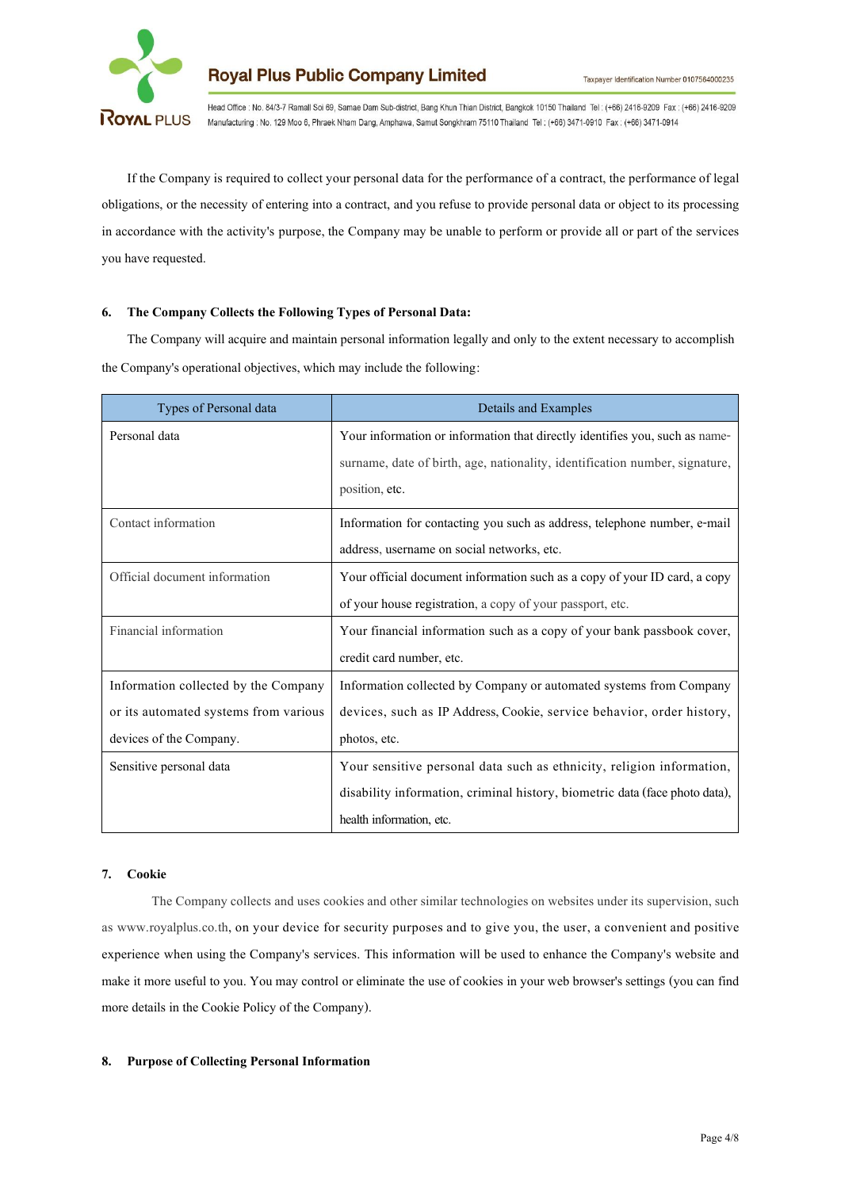If the Company is required to collect your personal data for the performance of a contract, the performance of legal obligations, or the necessity of entering into a contract, and you refuse to provide personal data or object to its processing in accordance with the activity's purpose, the Company may be unable to perform or provide all or part of the services you have requested.

## 6. The Company Collects the Following Types of Personal Data:

The Company will acquire and maintain personal information legally and only to the extent necessary to accomplish the Company's operational objectives, which may include the following:

| Types of Personal data | Details and Examples |
|---|---|
| Personal data | Your information or information that directly identifies you, such as name-surname, date of birth, age, nationality, identification number, signature, position, etc. |
| Contact information | Information for contacting you such as address, telephone number, e-mail address, username on social networks, etc. |
| Official document information | Your official document information such as a copy of your ID card, a copy of your house registration, a copy of your passport, etc. |
| Financial information | Your financial information such as a copy of your bank passbook cover, credit card number, etc. |
| Information collected by the Company or its automated systems from various devices of the Company. | Information collected by Company or automated systems from Company devices, such as IP Address, Cookie, service behavior, order history, photos, etc. |
| Sensitive personal data | Your sensitive personal data such as ethnicity, religion information, disability information, criminal history, biometric data (face photo data), health information, etc. |

## 7. Cookie

The Company collects and uses cookies and other similar technologies on websites under its supervision, such as www.royalplus.co.th, on your device for security purposes and to give you, the user, a convenient and positive experience when using the Company's services. This information will be used to enhance the Company's website and make it more useful to you. You may control or eliminate the use of cookies in your web browser's settings (you can find more details in the Cookie Policy of the Company).

## 8. Purpose of Collecting Personal Information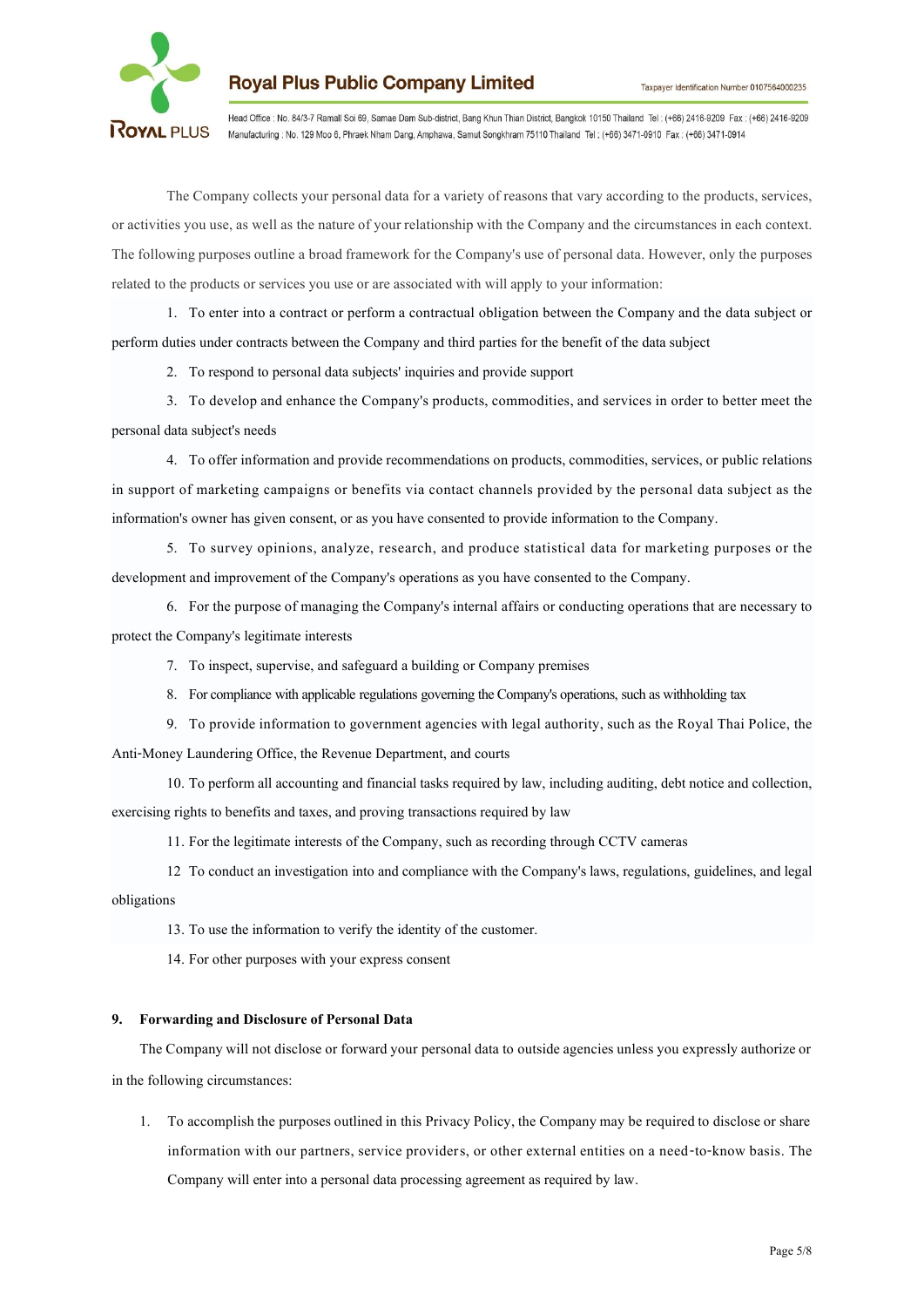The Company collects your personal data for a variety of reasons that vary according to the products, services, or activities you use, as well as the nature of your relationship with the Company and the circumstances in each context. The following purposes outline a broad framework for the Company's use of personal data. However, only the purposes related to the products or services you use or are associated with will apply to your information:

1. To enter into a contract or perform a contractual obligation between the Company and the data subject or perform duties under contracts between the Company and third parties for the benefit of the data subject
2. To respond to personal data subjects' inquiries and provide support
3. To develop and enhance the Company's products, commodities, and services in order to better meet the personal data subject's needs
4. To offer information and provide recommendations on products, commodities, services, or public relations in support of marketing campaigns or benefits via contact channels provided by the personal data subject as the information's owner has given consent, or as you have consented to provide information to the Company.
5. To survey opinions, analyze, research, and produce statistical data for marketing purposes or the development and improvement of the Company's operations as you have consented to the Company.
6. For the purpose of managing the Company's internal affairs or conducting operations that are necessary to protect the Company's legitimate interests
7. To inspect, supervise, and safeguard a building or Company premises
8. For compliance with applicable regulations governing the Company's operations, such as withholding tax
9. To provide information to government agencies with legal authority, such as the Royal Thai Police, the Anti-Money Laundering Office, the Revenue Department, and courts
10. To perform all accounting and financial tasks required by law, including auditing, debt notice and collection, exercising rights to benefits and taxes, and proving transactions required by law
11. For the legitimate interests of the Company, such as recording through CCTV cameras
12. To conduct an investigation into and compliance with the Company's laws, regulations, guidelines, and legal obligations
13. To use the information to verify the identity of the customer.
14. For other purposes with your express consent

## 9. Forwarding and Disclosure of Personal Data

The Company will not disclose or forward your personal data to outside agencies unless you expressly authorize or in the following circumstances:

1. To accomplish the purposes outlined in this Privacy Policy, the Company may be required to disclose or share information with our partners, service providers, or other external entities on a need-to-know basis. The Company will enter into a personal data processing agreement as required by law.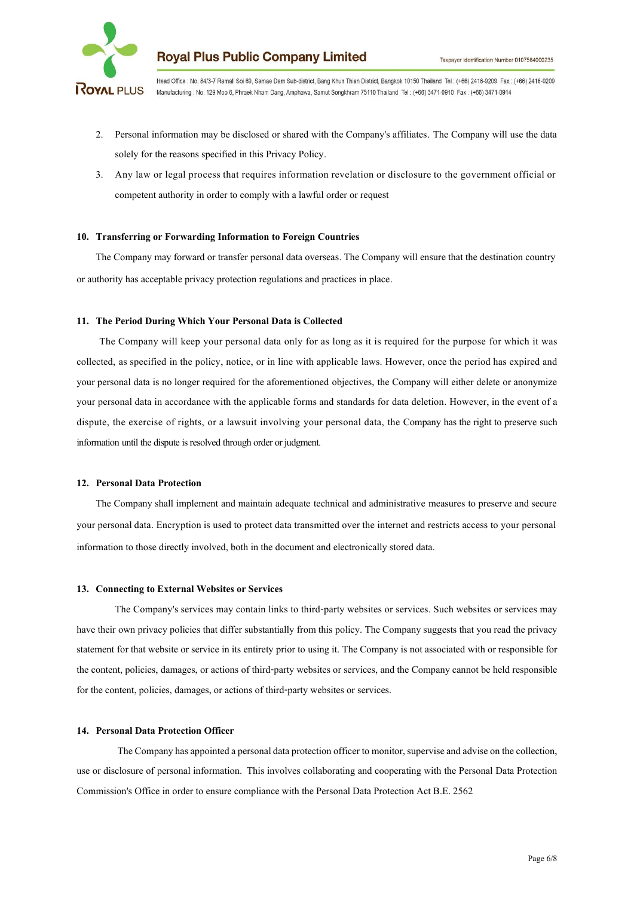2. Personal information may be disclosed or shared with the Company's affiliates. The Company will use the data solely for the reasons specified in this Privacy Policy.
3. Any law or legal process that requires information revelation or disclosure to the government official or competent authority in order to comply with a lawful order or request

**10. Transferring or Forwarding Information to Foreign Countries**

The Company may forward or transfer personal data overseas. The Company will ensure that the destination country or authority has acceptable privacy protection regulations and practices in place.

**11. The Period During Which Your Personal Data is Collected**

The Company will keep your personal data only for as long as it is required for the purpose for which it was collected, as specified in the policy, notice, or in line with applicable laws. However, once the period has expired and your personal data is no longer required for the aforementioned objectives, the Company will either delete or anonymize your personal data in accordance with the applicable forms and standards for data deletion. However, in the event of a dispute, the exercise of rights, or a lawsuit involving your personal data, the Company has the right to preserve such information until the dispute is resolved through order or judgment.

**12. Personal Data Protection**

The Company shall implement and maintain adequate technical and administrative measures to preserve and secure your personal data. Encryption is used to protect data transmitted over the internet and restricts access to your personal information to those directly involved, both in the document and electronically stored data.

**13. Connecting to External Websites or Services**

The Company's services may contain links to third-party websites or services. Such websites or services may have their own privacy policies that differ substantially from this policy. The Company suggests that you read the privacy statement for that website or service in its entirety prior to using it. The Company is not associated with or responsible for the content, policies, damages, or actions of third-party websites or services, and the Company cannot be held responsible for the content, policies, damages, or actions of third-party websites or services.

**14. Personal Data Protection Officer**

The Company has appointed a personal data protection officer to monitor, supervise and advise on the collection, use or disclosure of personal information. This involves collaborating and cooperating with the Personal Data Protection Commission's Office in order to ensure compliance with the Personal Data Protection Act B.E. 2562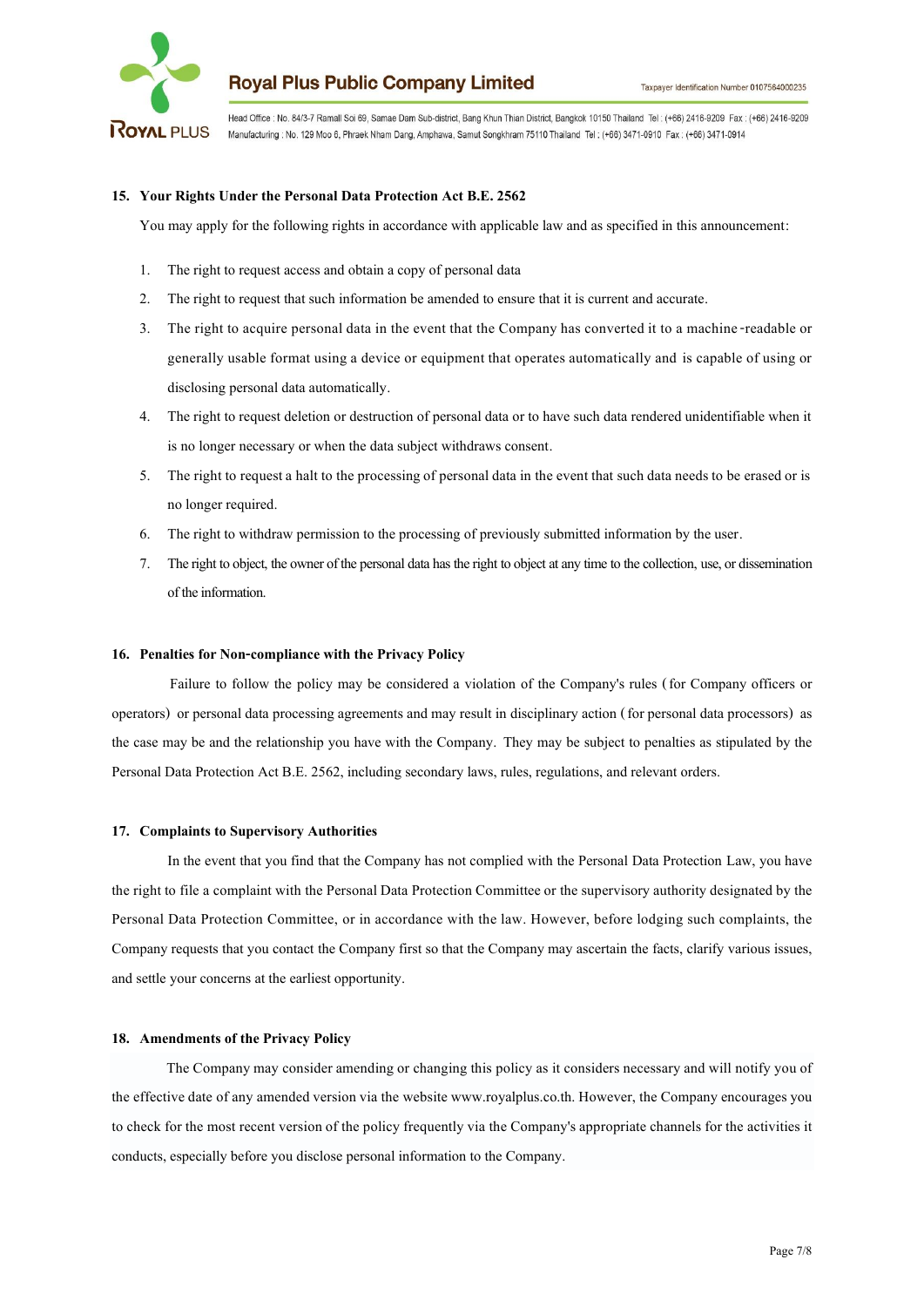## 15. Your Rights Under the Personal Data Protection Act B.E. 2562

You may apply for the following rights in accordance with applicable law and as specified in this announcement:

1. The right to request access and obtain a copy of personal data
2. The right to request that such information be amended to ensure that it is current and accurate.
3. The right to acquire personal data in the event that the Company has converted it to a machine-readable or generally usable format using a device or equipment that operates automatically and is capable of using or disclosing personal data automatically.
4. The right to request deletion or destruction of personal data or to have such data rendered unidentifiable when it is no longer necessary or when the data subject withdraws consent.
5. The right to request a halt to the processing of personal data in the event that such data needs to be erased or is no longer required.
6. The right to withdraw permission to the processing of previously submitted information by the user.
7. The right to object, the owner of the personal data has the right to object at any time to the collection, use, or dissemination of the information.

## 16. Penalties for Non-compliance with the Privacy Policy

Failure to follow the policy may be considered a violation of the Company's rules (for Company officers or operators) or personal data processing agreements and may result in disciplinary action (for personal data processors) as the case may be and the relationship you have with the Company. They may be subject to penalties as stipulated by the Personal Data Protection Act B.E. 2562, including secondary laws, rules, regulations, and relevant orders.

## 17. Complaints to Supervisory Authorities

In the event that you find that the Company has not complied with the Personal Data Protection Law, you have the right to file a complaint with the Personal Data Protection Committee or the supervisory authority designated by the Personal Data Protection Committee, or in accordance with the law. However, before lodging such complaints, the Company requests that you contact the Company first so that the Company may ascertain the facts, clarify various issues, and settle your concerns at the earliest opportunity.

## 18. Amendments of the Privacy Policy

The Company may consider amending or changing this policy as it considers necessary and will notify you of the effective date of any amended version via the website www.royalplus.co.th. However, the Company encourages you to check for the most recent version of the policy frequently via the Company's appropriate channels for the activities it conducts, especially before you disclose personal information to the Company.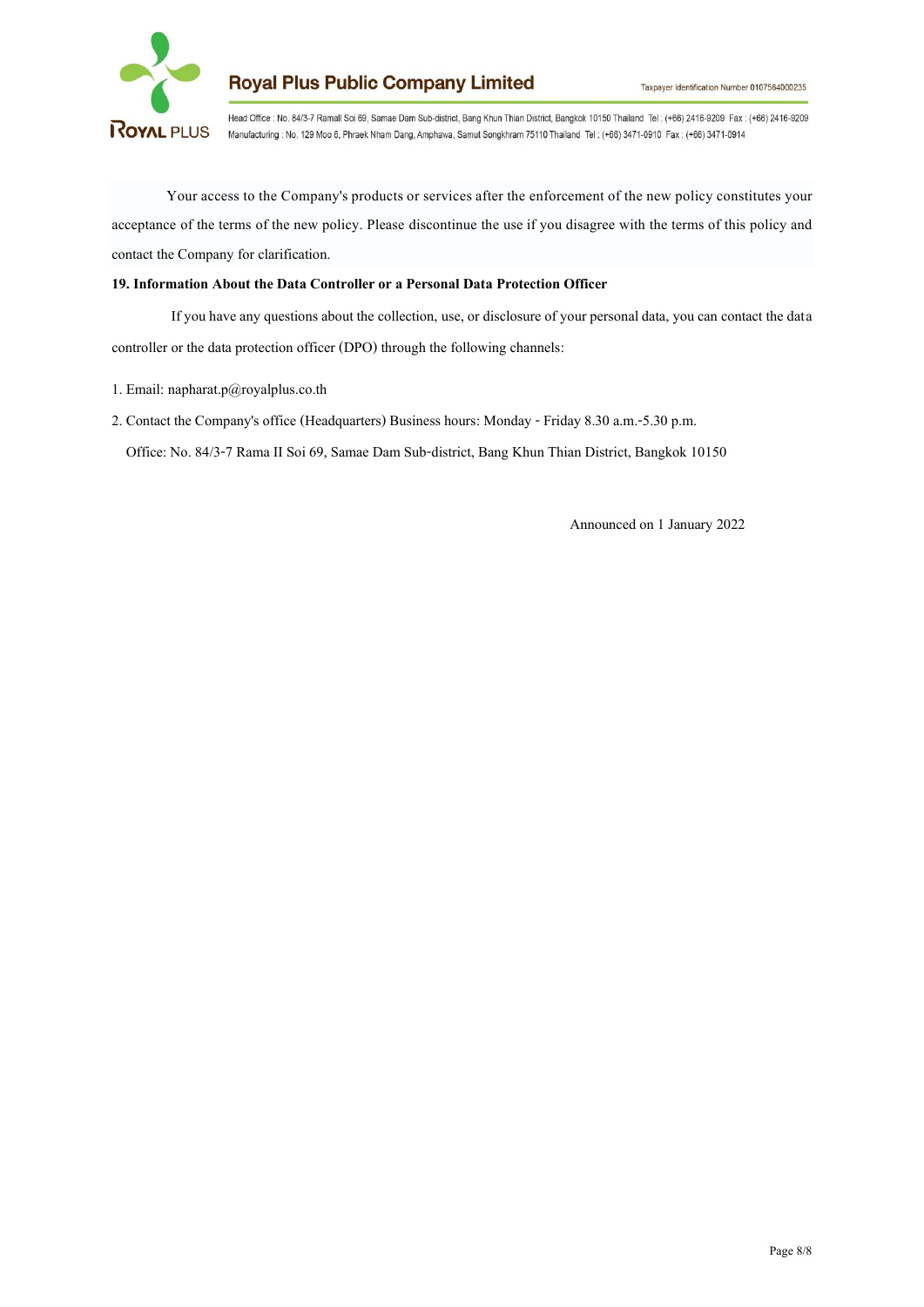Your access to the Company's products or services after the enforcement of the new policy constitutes your acceptance of the terms of the new policy. Please discontinue the use if you disagree with the terms of this policy and contact the Company for clarification.

**19. Information About the Data Controller or a Personal Data Protection Officer**

If you have any questions about the collection, use, or disclosure of your personal data, you can contact the data controller or the data protection officer (DPO) through the following channels:

1. Email: napharat.p@royalplus.co.th
2. Contact the Company's office (Headquarters) Business hours: Monday - Friday 8.30 a.m.-5.30 p.m.
   Office: No. 84/3-7 Rama II Soi 69, Samae Dam Sub-district, Bang Khun Thian District, Bangkok 10150

Announced on 1 January 2022